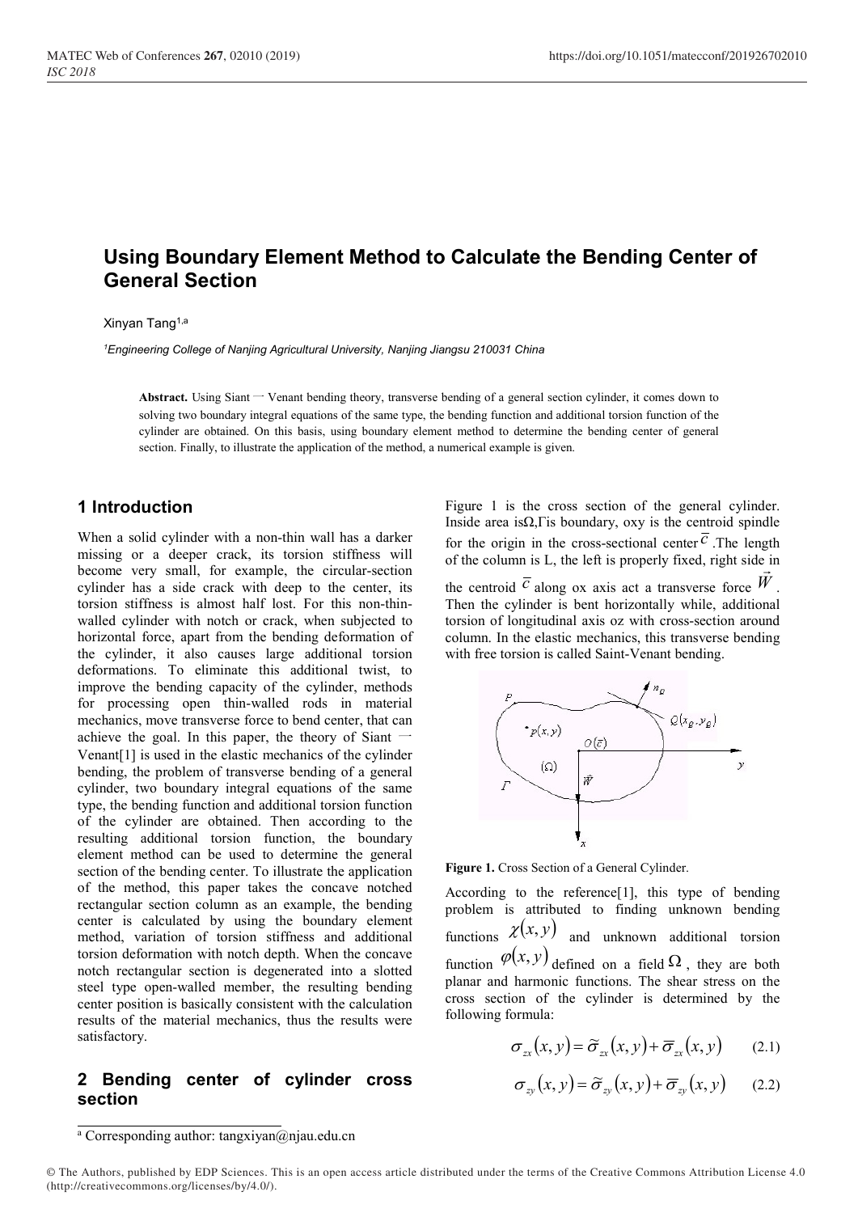# Using Boundary Element Method to Calculate the Bending Center of General Section

Xinyan Tang[1,a]

[1]*Engineering College of Nanjing Agricultural University, Nanjing Jiangsu 210031 China*

**Abstract.** Using Siant 一 Venant bending theory, transverse bending of a general section cylinder, it comes down to solving two boundary integral equations of the same type, the bending function and additional torsion function of the cylinder are obtained. On this basis, using boundary element method to determine the bending center of general section. Finally, to illustrate the application of the method, a numerical example is given.

## 1 Introduction

When a solid cylinder with a non-thin wall has a darker missing or a deeper crack, its torsion stiffness will become very small, for example, the circular-section cylinder has a side crack with deep to the center, its torsion stiffness is almost half lost. For this non-thin-walled cylinder with notch or crack, when subjected to horizontal force, apart from the bending deformation of the cylinder, it also causes large additional torsion deformations. To eliminate this additional twist, to improve the bending capacity of the cylinder, methods for processing open thin-walled rods in material mechanics, move transverse force to bend center, that can achieve the goal. In this paper, the theory of Siant 一 Venant[1] is used in the elastic mechanics of the cylinder bending, the problem of transverse bending of a general cylinder, two boundary integral equations of the same type, the bending function and additional torsion function of the cylinder are obtained. Then according to the resulting additional torsion function, the boundary element method can be used to determine the general section of the bending center. To illustrate the application of the method, this paper takes the concave notched rectangular section column as an example, the bending center is calculated by using the boundary element method, variation of torsion stiffness and additional torsion deformation with notch depth. When the concave notch rectangular section is degenerated into a slotted steel type open-walled member, the resulting bending center position is basically consistent with the calculation results of the material mechanics, thus the results were satisfactory.

## 2 Bending center of cylinder cross section

Figure 1 is the cross section of the general cylinder. Inside area is$\Omega$,$\Gamma$is boundary, oxy is the centroid spindle for the origin in the cross-sectional center $\bar{c}$ .The length of the column is L, the left is properly fixed, right side in the centroid $\bar{c}$ along ox axis act a transverse force $\vec{W}$ . Then the cylinder is bent horizontally while, additional torsion of longitudinal axis oz with cross-section around column. In the elastic mechanics, this transverse bending with free torsion is called Saint-Venant bending.

**Figure 1.** Cross Section of a General Cylinder.

According to the reference[1], this type of bending problem is attributed to finding unknown bending functions $\chi(x,y)$ and unknown additional torsion function $\varphi(x,y)$ defined on a field $\Omega$ , they are both planar and harmonic functions. The shear stress on the cross section of the cylinder is determined by the following formula:

$$\sigma_{zx}(x,y) = \tilde{\sigma}_{zx}(x,y) + \bar{\sigma}_{zx}(x,y) \qquad (2.1)$$

$$\sigma_{zy}(x,y) = \tilde{\sigma}_{zy}(x,y) + \bar{\sigma}_{zy}(x,y) \qquad (2.2)$$

[a] Corresponding author: tangxiyan@njau.edu.cn

© The Authors, published by EDP Sciences. This is an open access article distributed under the terms of the Creative Commons Attribution License 4.0 (http://creativecommons.org/licenses/by/4.0/).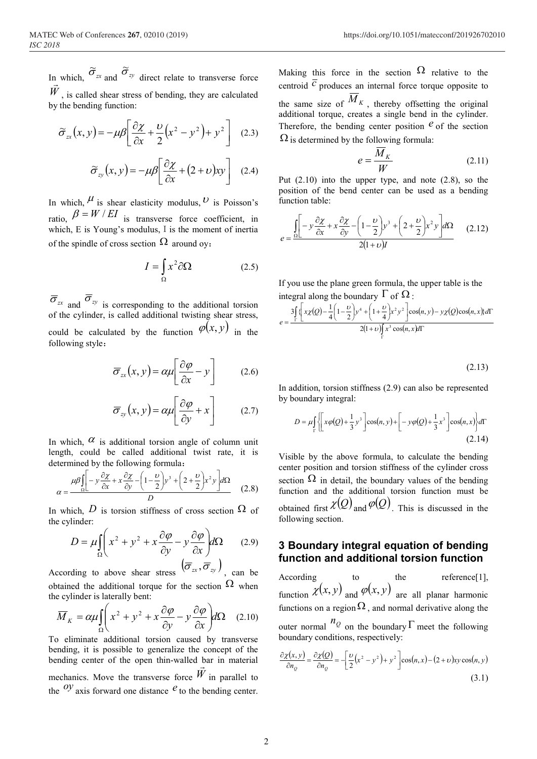In which, $\widetilde{\sigma}_{zx}$ and $\widetilde{\sigma}_{zy}$ direct relate to transverse force $\vec{W}$, is called shear stress of bending, they are calculated by the bending function:

$$\widetilde{\sigma}_{zx}(x,y) = -\mu\beta\left[\frac{\partial\chi}{\partial x} + \frac{\upsilon}{2}\left(x^2 - y^2\right) + y^2\right] \quad (2.3)$$

$$\widetilde{\sigma}_{zy}(x,y) = -\mu\beta\left[\frac{\partial\chi}{\partial x} + (2+\upsilon)xy\right] \quad (2.4)$$

In which, $\mu$ is shear elasticity modulus, $\upsilon$ is Poisson's ratio, $\beta = W / EI$ is transverse force coefficient, in which, E is Young's modulus, I is the moment of inertia of the spindle of cross section $\Omega$ around oy：

$$I = \int_{\Omega} x^2 \partial\Omega \quad (2.5)$$

$\overline{\sigma}_{zx}$ and $\overline{\sigma}_{zy}$ is corresponding to the additional torsion of the cylinder, is called additional twisting shear stress, could be calculated by the function $\varphi(x,y)$ in the following style：

$$\overline{\sigma}_{zx}(x,y) = \alpha\mu\left[\frac{\partial\varphi}{\partial x} - y\right] \quad (2.6)$$

$$\overline{\sigma}_{zy}(x,y) = \alpha\mu\left[\frac{\partial\varphi}{\partial y} + x\right] \quad (2.7)$$

In which, $\alpha$ is additional torsion angle of column unit length, could be called additional twist rate, it is determined by the following formula：

$$\alpha = \frac{\mu\beta\int_{\Omega}\left[-y\frac{\partial\chi}{\partial x} + x\frac{\partial\chi}{\partial y} - \left(1 - \frac{\upsilon}{2}\right)y^3 + \left(2 + \frac{\upsilon}{2}\right)x^2 y\right]d\Omega}{D} \quad (2.8)$$

In which, $D$ is torsion stiffness of cross section $\Omega$ of the cylinder:

$$D = \mu\int_{\Omega}\left(x^2 + y^2 + x\frac{\partial\varphi}{\partial y} - y\frac{\partial\varphi}{\partial x}\right)d\Omega \quad (2.9)$$

According to above shear stress $(\overline{\sigma}_{zx}, \overline{\sigma}_{zy})$, can be obtained the additional torque for the section $\Omega$ when the cylinder is laterally bent:

$$\overline{M}_K = \alpha\mu\int_{\Omega}\left(x^2 + y^2 + x\frac{\partial\varphi}{\partial y} - y\frac{\partial\varphi}{\partial x}\right)d\Omega \quad (2.10)$$

To eliminate additional torsion caused by transverse bending, it is possible to generalize the concept of the bending center of the open thin-walled bar in material mechanics. Move the transverse force $\vec{W}$ in parallel to the $oy$ axis forward one distance $e$ to the bending center. Making this force in the section $\Omega$ relative to the centroid $\bar{c}$ produces an internal force torque opposite to the same size of $\overline{M}_K$, thereby offsetting the original additional torque, creates a single bend in the cylinder. Therefore, the bending center position $e$ of the section $\Omega$ is determined by the following formula:

$$e = \frac{\overline{M}_K}{W} \quad (2.11)$$

Put (2.10) into the upper type, and note (2.8), so the position of the bend center can be used as a bending function table:

$$e = \frac{\int_{\Omega}\left[-y\frac{\partial\chi}{\partial x} + x\frac{\partial\chi}{\partial y} - \left(1 - \frac{\upsilon}{2}\right)y^3 + \left(2 + \frac{\upsilon}{2}\right)x^2 y\right]d\Omega}{2(1+\upsilon)I} \quad (2.12)$$

If you use the plane green formula, the upper table is the integral along the boundary $\Gamma$ of $\Omega$ :

$$e = \frac{3\int_{\Gamma}\left\{\left[x\chi(Q) - \frac{1}{4}\left(1 - \frac{\upsilon}{2}\right)y^4 + \left(1 + \frac{\upsilon}{4}\right)x^2 y^2\right]\cos(n,y) - y\chi(Q)\cos(n,x)\right\}d\Gamma}{2(1+\upsilon)\int_{\Gamma} x^3\cos(n,x)d\Gamma} \quad (2.13)$$

In addition, torsion stiffness (2.9) can also be represented by boundary integral:

$$D = \mu\int_{\Gamma}\left\{\left[x\varphi(Q) + \frac{1}{3}y^3\right]\cos(n,y) + \left[-y\varphi(Q) + \frac{1}{3}x^3\right]\cos(n,x)\right\}d\Gamma \quad (2.14)$$

Visible by the above formula, to calculate the bending center position and torsion stiffness of the cylinder cross section $\Omega$ in detail, the boundary values of the bending function and the additional torsion function must be obtained first $\chi(Q)$ and $\varphi(Q)$. This is discussed in the following section.

## 3 Boundary integral equation of bending function and additional torsion function

According to the reference[1], function $\chi(x,y)$ and $\varphi(x,y)$ are all planar harmonic functions on a region $\Omega$, and normal derivative along the outer normal $n_Q$ on the boundary $\Gamma$ meet the following boundary conditions, respectively:

$$\frac{\partial\chi(x,y)}{\partial n_Q} = \frac{\partial\chi(Q)}{\partial n_Q} = -\left[\frac{\upsilon}{2}\left(x^2 - y^2\right) + y^2\right]\cos(n,x) - (2+\upsilon)xy\cos(n,y) \quad (3.1)$$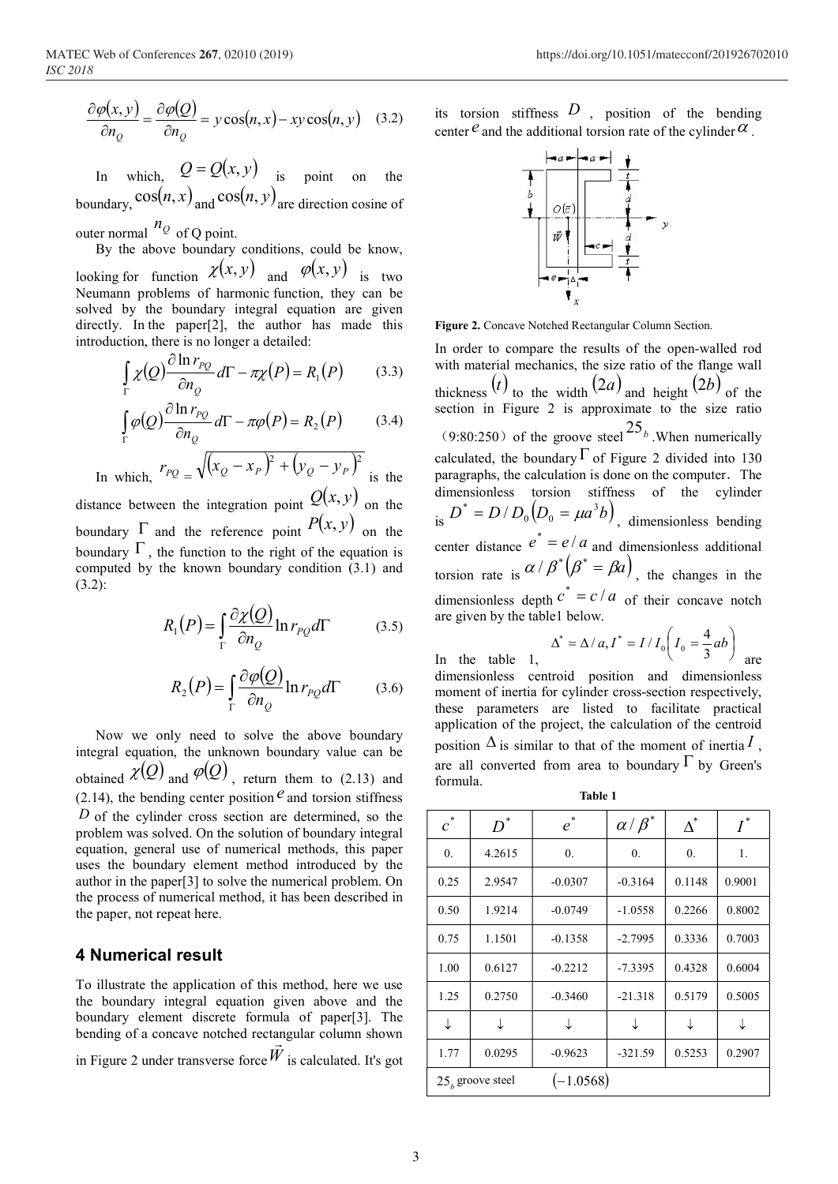$$\frac{\partial \varphi(x,y)}{\partial n_Q} = \frac{\partial \varphi(Q)}{\partial n_Q} = y\cos(n,x) - xy\cos(n,y) \quad (3.2)$$

In which, $Q = Q(x,y)$ is point on the boundary, $\cos(n,x)$ and $\cos(n,y)$ are direction cosine of outer normal $n_Q$ of Q point.

By the above boundary conditions, could be know, looking for function $\chi(x,y)$ and $\varphi(x,y)$ is two Neumann problems of harmonic function, they can be solved by the boundary integral equation are given directly. In the paper[2], the author has made this introduction, there is no longer a detailed:

$$\int_\Gamma \chi(Q)\frac{\partial \ln r_{PQ}}{\partial n_Q} d\Gamma - \pi\chi(P) = R_1(P) \quad (3.3)$$

$$\int_\Gamma \varphi(Q)\frac{\partial \ln r_{PQ}}{\partial n_Q} d\Gamma - \pi\varphi(P) = R_2(P) \quad (3.4)$$

In which, $r_{PQ} = \sqrt{(x_Q - x_P)^2 + (y_Q - y_P)^2}$ is the distance between the integration point $Q(x,y)$ on the boundary $\Gamma$ and the reference point $P(x,y)$ on the boundary $\Gamma$, the function to the right of the equation is computed by the known boundary condition (3.1) and (3.2):

$$R_1(P) = \int_\Gamma \frac{\partial \chi(Q)}{\partial n_Q} \ln r_{PQ} d\Gamma \quad (3.5)$$

$$R_2(P) = \int_\Gamma \frac{\partial \varphi(Q)}{\partial n_Q} \ln r_{PQ} d\Gamma \quad (3.6)$$

Now we only need to solve the above boundary integral equation, the unknown boundary value can be obtained $\chi(Q)$ and $\varphi(Q)$, return them to (2.13) and (2.14), the bending center position $e$ and torsion stiffness $D$ of the cylinder cross section are determined, so the problem was solved. On the solution of boundary integral equation, general use of numerical methods, this paper uses the boundary element method introduced by the author in the paper[3] to solve the numerical problem. On the process of numerical method, it has been described in the paper, not repeat here.

## 4 Numerical result

To illustrate the application of this method, here we use the boundary integral equation given above and the boundary element discrete formula of paper[3]. The bending of a concave notched rectangular column shown in Figure 2 under transverse force $\vec{W}$ is calculated. It's got its torsion stiffness $D$, position of the bending center $e$ and the additional torsion rate of the cylinder $\alpha$.

**Figure 2.** Concave Notched Rectangular Column Section.

In order to compare the results of the open-walled rod with material mechanics, the size ratio of the flange wall thickness $(t)$ to the width $(2a)$ and height $(2b)$ of the section in Figure 2 is approximate to the size ratio （9:80:250）of the groove steel $25_b$. When numerically calculated, the boundary $\Gamma$ of Figure 2 divided into 130 paragraphs, the calculation is done on the computer. The dimensionless torsion stiffness of the cylinder is $D^* = D/D_0\left(D_0 = \mu a^3 b\right)$, dimensionless bending center distance $e^* = e/a$ and dimensionless additional torsion rate is $\alpha/\beta^*\left(\beta^* = \beta a\right)$, the changes in the dimensionless depth $c^* = c/a$ of their concave notch are given by the table1 below.

In the table 1, $\Delta^* = \Delta/a, I^* = I/I_0\left(I_0 = \frac{4}{3}ab\right)$ are dimensionless centroid position and dimensionless moment of inertia for cylinder cross-section respectively, these parameters are listed to facilitate practical application of the project, the calculation of the centroid position $\Delta$ is similar to that of the moment of inertia $I$, are all converted from area to boundary $\Gamma$ by Green's formula.

**Table 1**

| $c^*$ | $D^*$ | $e^*$ | $\alpha/\beta^*$ | $\Delta^*$ | $I^*$ |
|---|---|---|---|---|---|
| 0. | 4.2615 | 0. | 0. | 0. | 1. |
| 0.25 | 2.9547 | -0.0307 | -0.3164 | 0.1148 | 0.9001 |
| 0.50 | 1.9214 | -0.0749 | -1.0558 | 0.2266 | 0.8002 |
| 0.75 | 1.1501 | -0.1358 | -2.7995 | 0.3336 | 0.7003 |
| 1.00 | 0.6127 | -0.2212 | -7.3395 | 0.4328 | 0.6004 |
| 1.25 | 0.2750 | -0.3460 | -21.318 | 0.5179 | 0.5005 |
| ↓ | ↓ | ↓ | ↓ | ↓ | ↓ |
| 1.77 | 0.0295 | -0.9623 | -321.59 | 0.5253 | 0.2907 |
| $25_b$ groove steel | | $(-1.0568)$ | | | |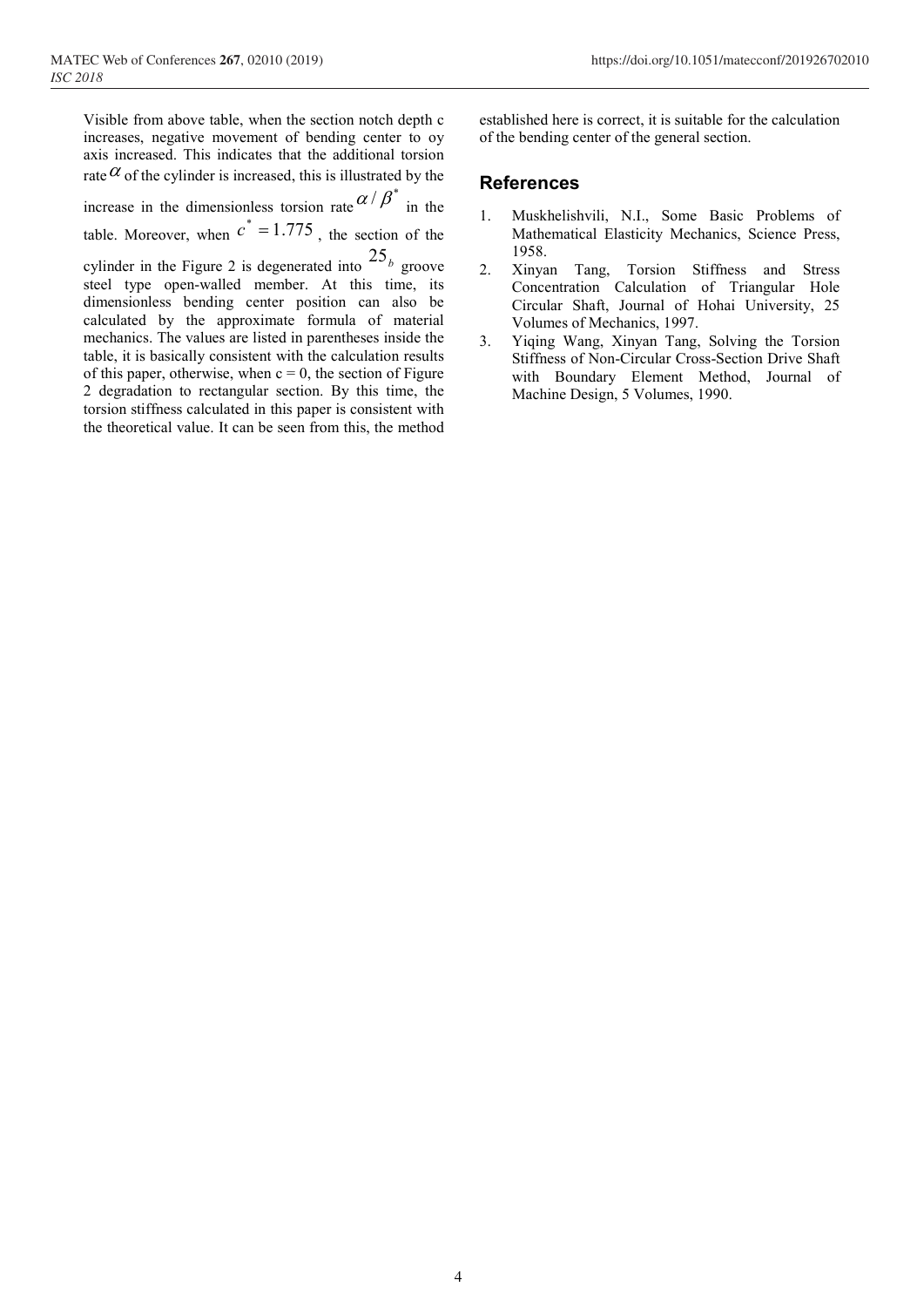Visible from above table, when the section notch depth c increases, negative movement of bending center to oy axis increased. This indicates that the additional torsion rate $\alpha$ of the cylinder is increased, this is illustrated by the increase in the dimensionless torsion rate $\alpha / \beta^*$ in the table. Moreover, when $c^* = 1.775$, the section of the cylinder in the Figure 2 is degenerated into $25_b$ groove steel type open-walled member. At this time, its dimensionless bending center position can also be calculated by the approximate formula of material mechanics. The values are listed in parentheses inside the table, it is basically consistent with the calculation results of this paper, otherwise, when c = 0, the section of Figure 2 degradation to rectangular section. By this time, the torsion stiffness calculated in this paper is consistent with the theoretical value. It can be seen from this, the method established here is correct, it is suitable for the calculation of the bending center of the general section.

## References

1. Muskhelishvili, N.I., Some Basic Problems of Mathematical Elasticity Mechanics, Science Press, 1958.
2. Xinyan Tang, Torsion Stiffness and Stress Concentration Calculation of Triangular Hole Circular Shaft, Journal of Hohai University, 25 Volumes of Mechanics, 1997.
3. Yiqing Wang, Xinyan Tang, Solving the Torsion Stiffness of Non-Circular Cross-Section Drive Shaft with Boundary Element Method, Journal of Machine Design, 5 Volumes, 1990.